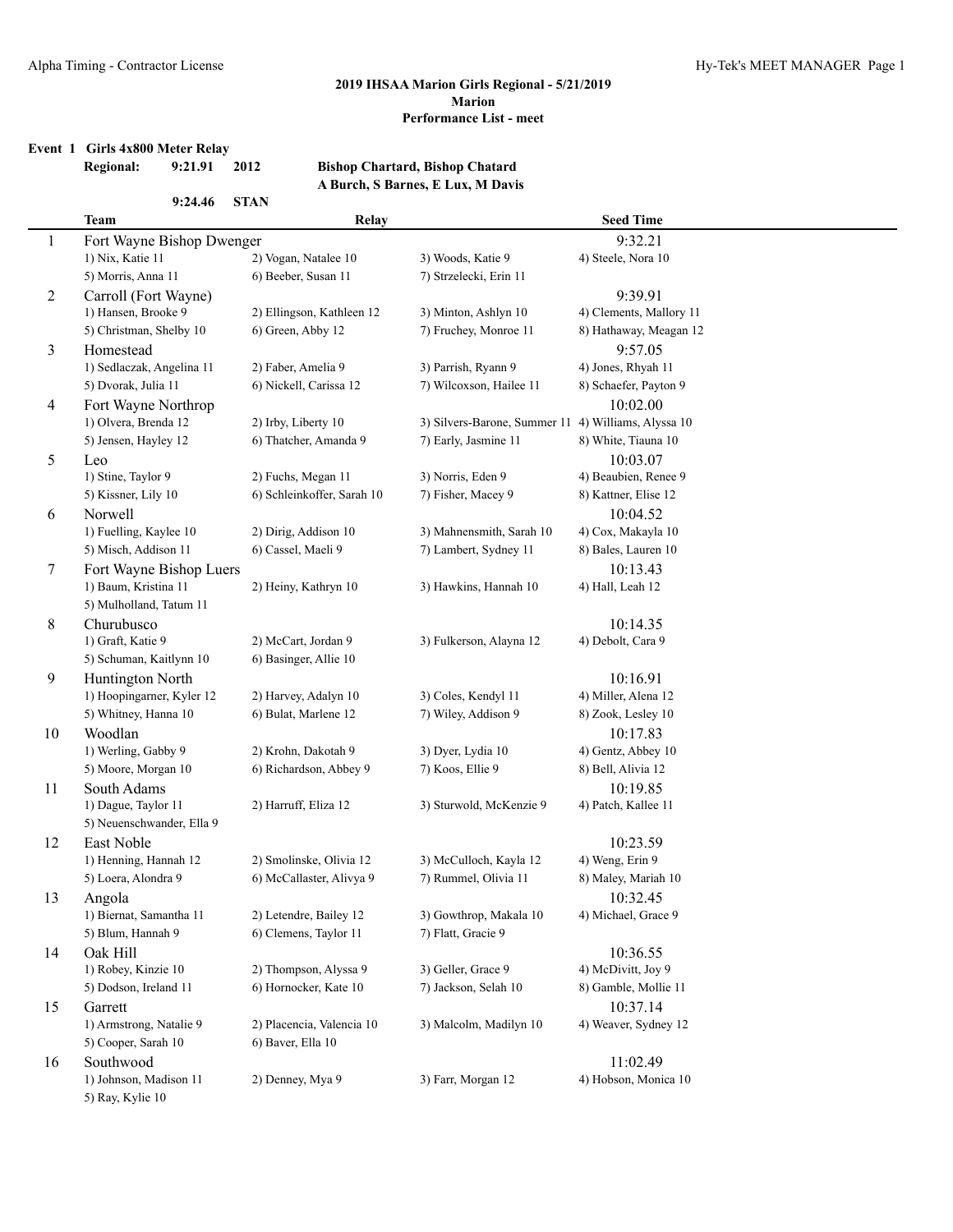## 2019 IHSAA Marion Girls Regional - 5/21/2019
### Marion
### Performance List - meet

**Event 1 Girls 4x800 Meter Relay**

**Regional:** 9:21.91 2012 **Bishop Chartard, Bishop Chatard**
A Burch, S Barnes, E Lux, M Davis

9:24.46 STAN

| | Team | Relay | | Seed Time |
|---|---|---|---|---|
| 1 | Fort Wayne Bishop Dwenger | | | 9:32.21 |
| | 1) Nix, Katie 11 | 2) Vogan, Natalee 10 | 3) Woods, Katie 9 | 4) Steele, Nora 10 |
| | 5) Morris, Anna 11 | 6) Beeber, Susan 11 | 7) Strzelecki, Erin 11 | |
| 2 | Carroll (Fort Wayne) | | | 9:39.91 |
| | 1) Hansen, Brooke 9 | 2) Ellingson, Kathleen 12 | 3) Minton, Ashlyn 10 | 4) Clements, Mallory 11 |
| | 5) Christman, Shelby 10 | 6) Green, Abby 12 | 7) Fruchey, Monroe 11 | 8) Hathaway, Meagan 12 |
| 3 | Homestead | | | 9:57.05 |
| | 1) Sedlaczak, Angelina 11 | 2) Faber, Amelia 9 | 3) Parrish, Ryann 9 | 4) Jones, Rhyah 11 |
| | 5) Dvorak, Julia 11 | 6) Nickell, Carissa 12 | 7) Wilcoxson, Hailee 11 | 8) Schaefer, Payton 9 |
| 4 | Fort Wayne Northrop | | | 10:02.00 |
| | 1) Olvera, Brenda 12 | 2) Irby, Liberty 10 | 3) Silvers-Barone, Summer 11 | 4) Williams, Alyssa 10 |
| | 5) Jensen, Hayley 12 | 6) Thatcher, Amanda 9 | 7) Early, Jasmine 11 | 8) White, Tiauna 10 |
| 5 | Leo | | | 10:03.07 |
| | 1) Stine, Taylor 9 | 2) Fuchs, Megan 11 | 3) Norris, Eden 9 | 4) Beaubien, Renee 9 |
| | 5) Kissner, Lily 10 | 6) Schleinkoffer, Sarah 10 | 7) Fisher, Macey 9 | 8) Kattner, Elise 12 |
| 6 | Norwell | | | 10:04.52 |
| | 1) Fuelling, Kaylee 10 | 2) Dirig, Addison 10 | 3) Mahnensmith, Sarah 10 | 4) Cox, Makayla 10 |
| | 5) Misch, Addison 11 | 6) Cassel, Maeli 9 | 7) Lambert, Sydney 11 | 8) Bales, Lauren 10 |
| 7 | Fort Wayne Bishop Luers | | | 10:13.43 |
| | 1) Baum, Kristina 11 | 2) Heiny, Kathryn 10 | 3) Hawkins, Hannah 10 | 4) Hall, Leah 12 |
| | 5) Mulholland, Tatum 11 | | | |
| 8 | Churubusco | | | 10:14.35 |
| | 1) Graft, Katie 9 | 2) McCart, Jordan 9 | 3) Fulkerson, Alayna 12 | 4) Debolt, Cara 9 |
| | 5) Schuman, Kaitlynn 10 | 6) Basinger, Allie 10 | | |
| 9 | Huntington North | | | 10:16.91 |
| | 1) Hoopingarner, Kyler 12 | 2) Harvey, Adalyn 10 | 3) Coles, Kendyl 11 | 4) Miller, Alena 12 |
| | 5) Whitney, Hanna 10 | 6) Bulat, Marlene 12 | 7) Wiley, Addison 9 | 8) Zook, Lesley 10 |
| 10 | Woodlan | | | 10:17.83 |
| | 1) Werling, Gabby 9 | 2) Krohn, Dakotah 9 | 3) Dyer, Lydia 10 | 4) Gentz, Abbey 10 |
| | 5) Moore, Morgan 10 | 6) Richardson, Abbey 9 | 7) Koos, Ellie 9 | 8) Bell, Alivia 12 |
| 11 | South Adams | | | 10:19.85 |
| | 1) Dague, Taylor 11 | 2) Harruff, Eliza 12 | 3) Sturwold, McKenzie 9 | 4) Patch, Kallee 11 |
| | 5) Neuenschwander, Ella 9 | | | |
| 12 | East Noble | | | 10:23.59 |
| | 1) Henning, Hannah 12 | 2) Smolinske, Olivia 12 | 3) McCulloch, Kayla 12 | 4) Weng, Erin 9 |
| | 5) Loera, Alondra 9 | 6) McCallaster, Alivya 9 | 7) Rummel, Olivia 11 | 8) Maley, Mariah 10 |
| 13 | Angola | | | 10:32.45 |
| | 1) Biernat, Samantha 11 | 2) Letendre, Bailey 12 | 3) Gowthrop, Makala 10 | 4) Michael, Grace 9 |
| | 5) Blum, Hannah 9 | 6) Clemens, Taylor 11 | 7) Flatt, Gracie 9 | |
| 14 | Oak Hill | | | 10:36.55 |
| | 1) Robey, Kinzie 10 | 2) Thompson, Alyssa 9 | 3) Geller, Grace 9 | 4) McDivitt, Joy 9 |
| | 5) Dodson, Ireland 11 | 6) Hornocker, Kate 10 | 7) Jackson, Selah 10 | 8) Gamble, Mollie 11 |
| 15 | Garrett | | | 10:37.14 |
| | 1) Armstrong, Natalie 9 | 2) Placencia, Valencia 10 | 3) Malcolm, Madilyn 10 | 4) Weaver, Sydney 12 |
| | 5) Cooper, Sarah 10 | 6) Baver, Ella 10 | | |
| 16 | Southwood | | | 11:02.49 |
| | 1) Johnson, Madison 11 | 2) Denney, Mya 9 | 3) Farr, Morgan 12 | 4) Hobson, Monica 10 |
| | 5) Ray, Kylie 10 | | | |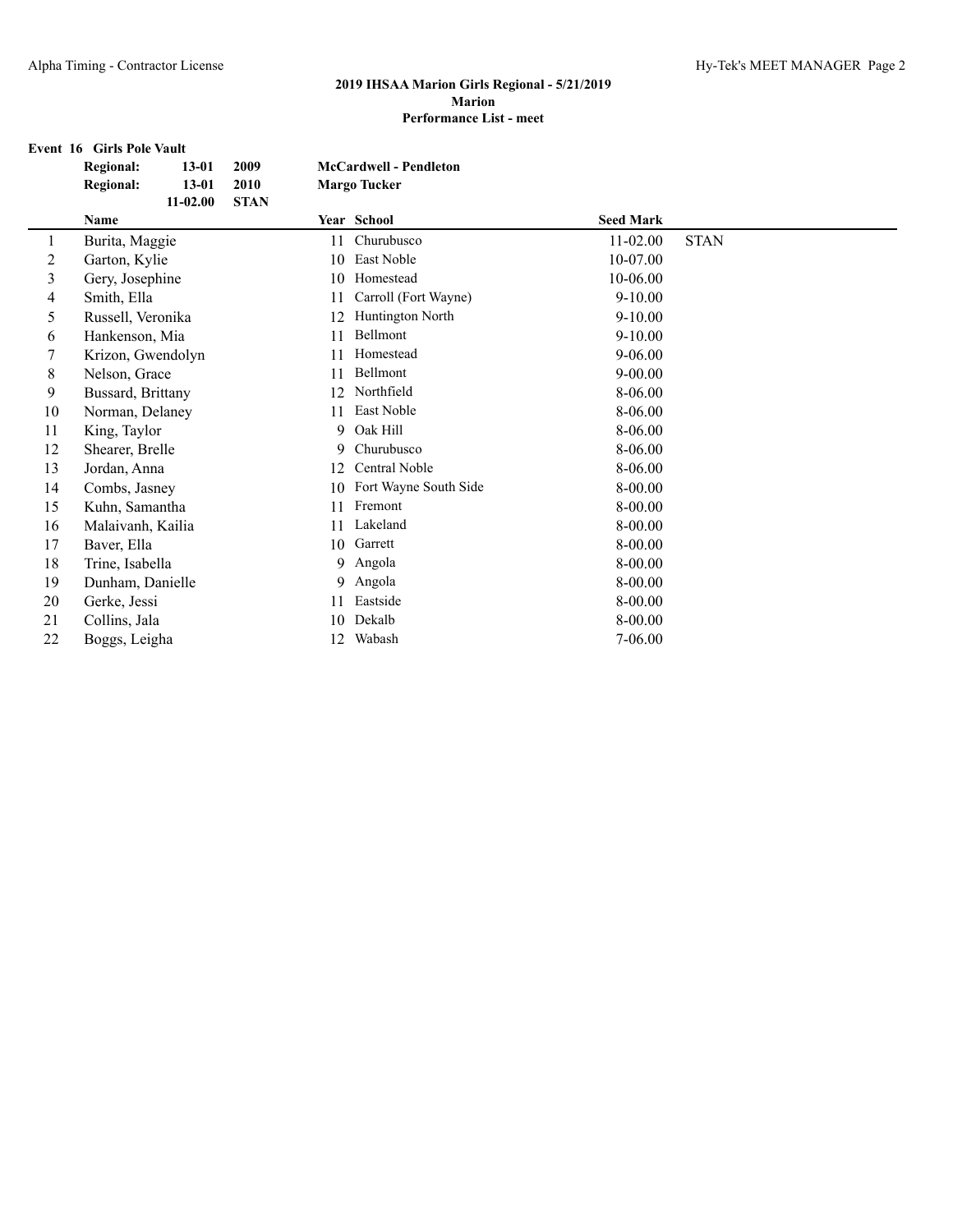## 2019 IHSAA Marion Girls Regional - 5/21/2019

**Marion**

**Performance List - meet**

### Event 16 Girls Pole Vault

| | | | |
|---|---|---|---|
| **Regional:** | **13-01** | **2009** | **McCardwell - Pendleton** |
| **Regional:** | **13-01** | **2010** | **Margo Tucker** |
| | **11-02.00** | **STAN** | |

| | Name | Year | School | Seed Mark | |
|---|---|---|---|---|---|
| 1 | Burita, Maggie | 11 | Churubusco | 11-02.00 | STAN |
| 2 | Garton, Kylie | 10 | East Noble | 10-07.00 | |
| 3 | Gery, Josephine | 10 | Homestead | 10-06.00 | |
| 4 | Smith, Ella | 11 | Carroll (Fort Wayne) | 9-10.00 | |
| 5 | Russell, Veronika | 12 | Huntington North | 9-10.00 | |
| 6 | Hankenson, Mia | 11 | Bellmont | 9-10.00 | |
| 7 | Krizon, Gwendolyn | 11 | Homestead | 9-06.00 | |
| 8 | Nelson, Grace | 11 | Bellmont | 9-00.00 | |
| 9 | Bussard, Brittany | 12 | Northfield | 8-06.00 | |
| 10 | Norman, Delaney | 11 | East Noble | 8-06.00 | |
| 11 | King, Taylor | 9 | Oak Hill | 8-06.00 | |
| 12 | Shearer, Brelle | 9 | Churubusco | 8-06.00 | |
| 13 | Jordan, Anna | 12 | Central Noble | 8-06.00 | |
| 14 | Combs, Jasney | 10 | Fort Wayne South Side | 8-00.00 | |
| 15 | Kuhn, Samantha | 11 | Fremont | 8-00.00 | |
| 16 | Malaivanh, Kailia | 11 | Lakeland | 8-00.00 | |
| 17 | Baver, Ella | 10 | Garrett | 8-00.00 | |
| 18 | Trine, Isabella | 9 | Angola | 8-00.00 | |
| 19 | Dunham, Danielle | 9 | Angola | 8-00.00 | |
| 20 | Gerke, Jessi | 11 | Eastside | 8-00.00 | |
| 21 | Collins, Jala | 10 | Dekalb | 8-00.00 | |
| 22 | Boggs, Leigha | 12 | Wabash | 7-06.00 | |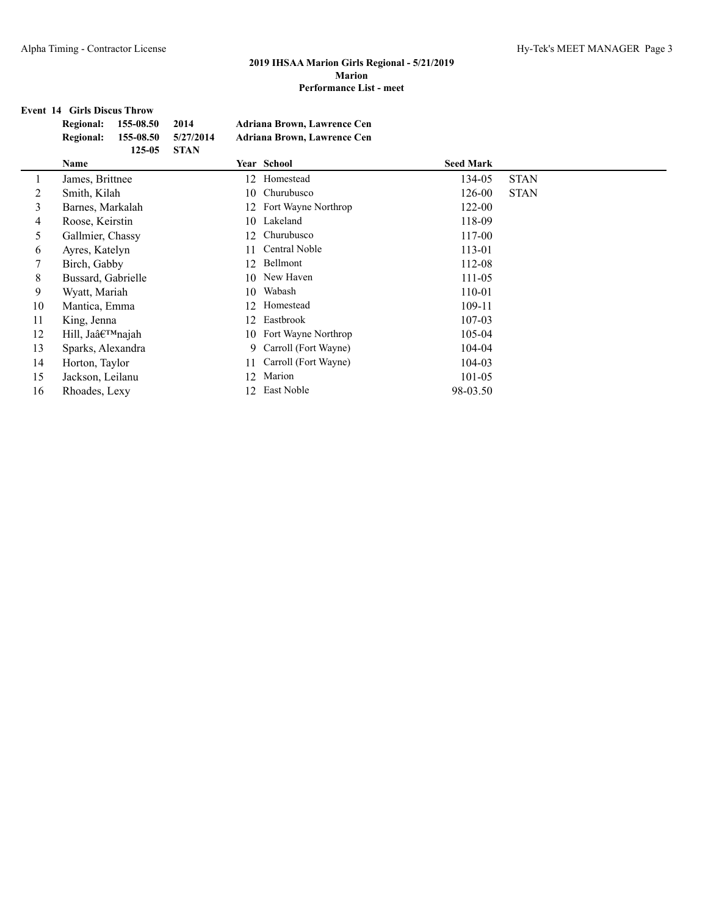## 2019 IHSAA Marion Girls Regional - 5/21/2019
## Marion
## Performance List - meet

### Event 14 Girls Discus Throw

| | | | |
|---|---|---|---|
| **Regional:** | **155-08.50** | **2014** | **Adriana Brown, Lawrence Cen** |
| **Regional:** | **155-08.50** | **5/27/2014** | **Adriana Brown, Lawrence Cen** |
| | **125-05** | **STAN** | |

| | Name | Year | School | Seed Mark | |
|---|---|---|---|---|---|
| 1 | James, Brittnee | 12 | Homestead | 134-05 | STAN |
| 2 | Smith, Kilah | 10 | Churubusco | 126-00 | STAN |
| 3 | Barnes, Markalah | 12 | Fort Wayne Northrop | 122-00 | |
| 4 | Roose, Keirstin | 10 | Lakeland | 118-09 | |
| 5 | Gallmier, Chassy | 12 | Churubusco | 117-00 | |
| 6 | Ayres, Katelyn | 11 | Central Noble | 113-01 | |
| 7 | Birch, Gabby | 12 | Bellmont | 112-08 | |
| 8 | Bussard, Gabrielle | 10 | New Haven | 111-05 | |
| 9 | Wyatt, Mariah | 10 | Wabash | 110-01 | |
| 10 | Mantica, Emma | 12 | Homestead | 109-11 | |
| 11 | King, Jenna | 12 | Eastbrook | 107-03 | |
| 12 | Hill, Jaâ€™najah | 10 | Fort Wayne Northrop | 105-04 | |
| 13 | Sparks, Alexandra | 9 | Carroll (Fort Wayne) | 104-04 | |
| 14 | Horton, Taylor | 11 | Carroll (Fort Wayne) | 104-03 | |
| 15 | Jackson, Leilanu | 12 | Marion | 101-05 | |
| 16 | Rhoades, Lexy | 12 | East Noble | 98-03.50 | |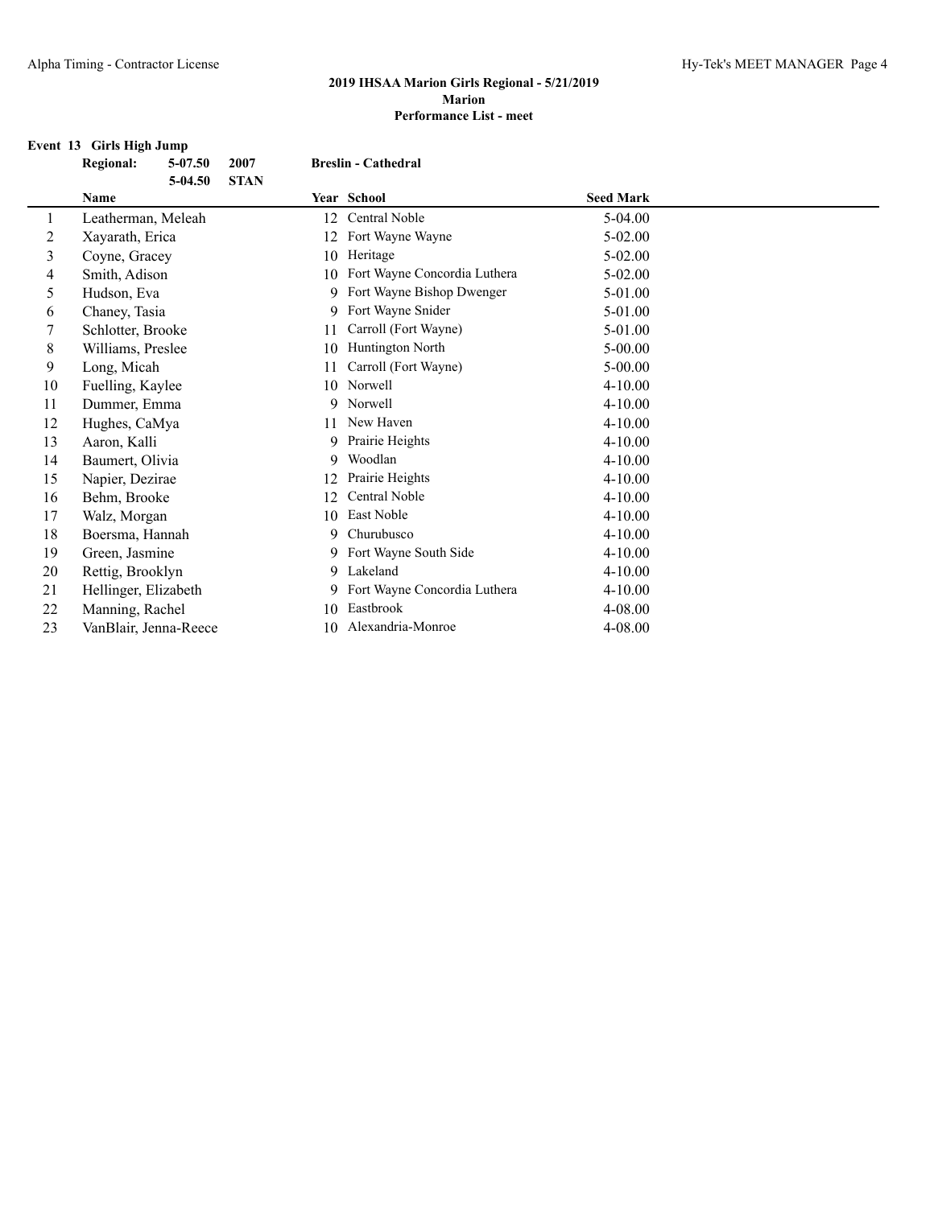## 2019 IHSAA Marion Girls Regional - 5/21/2019
## Marion
## Performance List - meet

### Event 13 Girls High Jump

**Regional:** 5-07.50 2007 **Breslin - Cathedral**
5-04.50 STAN

| | Name | Year | School | Seed Mark |
|---|---|---|---|---|
| 1 | Leatherman, Meleah | 12 | Central Noble | 5-04.00 |
| 2 | Xayarath, Erica | 12 | Fort Wayne Wayne | 5-02.00 |
| 3 | Coyne, Gracey | 10 | Heritage | 5-02.00 |
| 4 | Smith, Adison | 10 | Fort Wayne Concordia Luthera | 5-02.00 |
| 5 | Hudson, Eva | 9 | Fort Wayne Bishop Dwenger | 5-01.00 |
| 6 | Chaney, Tasia | 9 | Fort Wayne Snider | 5-01.00 |
| 7 | Schlotter, Brooke | 11 | Carroll (Fort Wayne) | 5-01.00 |
| 8 | Williams, Preslee | 10 | Huntington North | 5-00.00 |
| 9 | Long, Micah | 11 | Carroll (Fort Wayne) | 5-00.00 |
| 10 | Fuelling, Kaylee | 10 | Norwell | 4-10.00 |
| 11 | Dummer, Emma | 9 | Norwell | 4-10.00 |
| 12 | Hughes, CaMya | 11 | New Haven | 4-10.00 |
| 13 | Aaron, Kalli | 9 | Prairie Heights | 4-10.00 |
| 14 | Baumert, Olivia | 9 | Woodlan | 4-10.00 |
| 15 | Napier, Dezirae | 12 | Prairie Heights | 4-10.00 |
| 16 | Behm, Brooke | 12 | Central Noble | 4-10.00 |
| 17 | Walz, Morgan | 10 | East Noble | 4-10.00 |
| 18 | Boersma, Hannah | 9 | Churubusco | 4-10.00 |
| 19 | Green, Jasmine | 9 | Fort Wayne South Side | 4-10.00 |
| 20 | Rettig, Brooklyn | 9 | Lakeland | 4-10.00 |
| 21 | Hellinger, Elizabeth | 9 | Fort Wayne Concordia Luthera | 4-10.00 |
| 22 | Manning, Rachel | 10 | Eastbrook | 4-08.00 |
| 23 | VanBlair, Jenna-Reece | 10 | Alexandria-Monroe | 4-08.00 |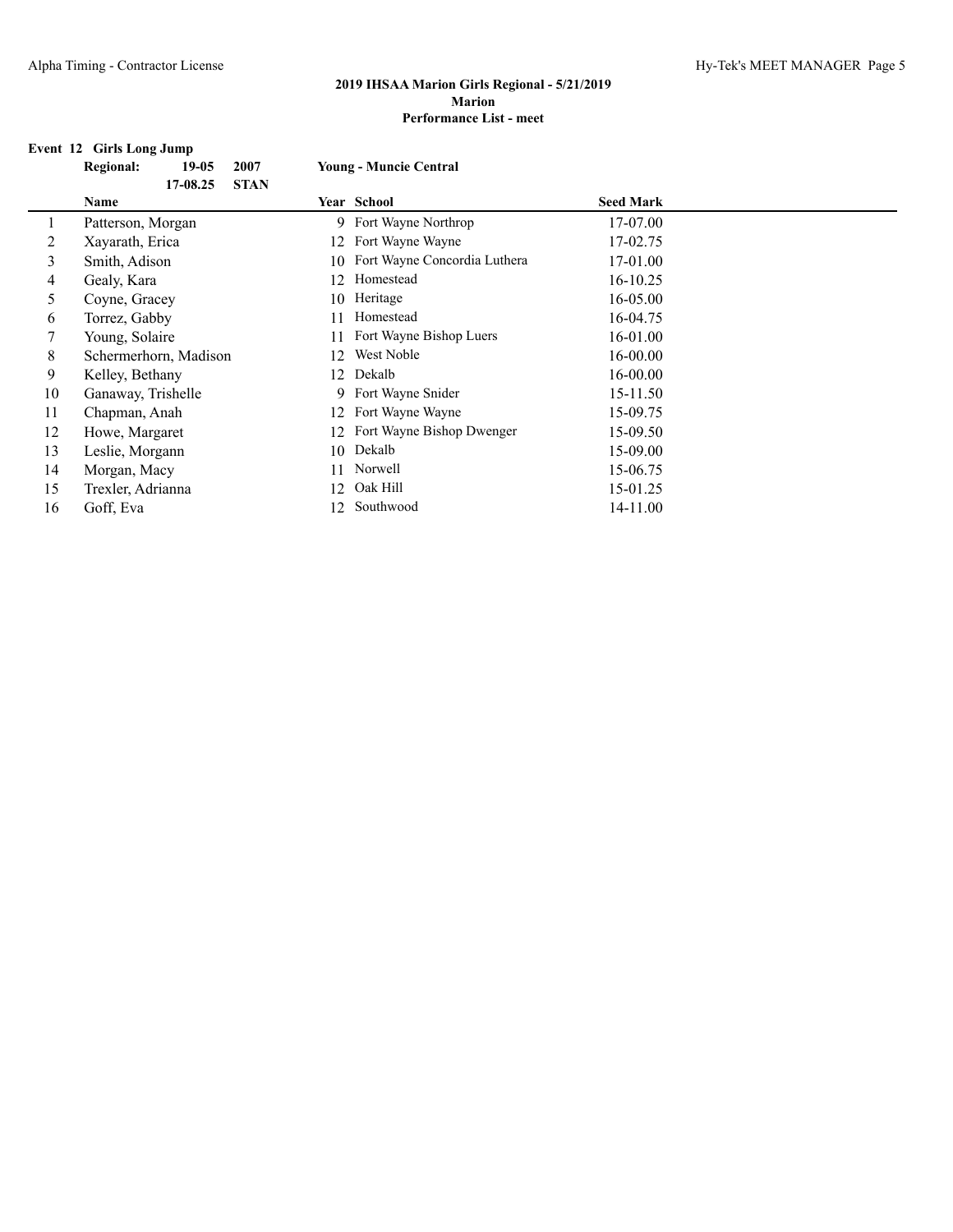**2019 IHSAA Marion Girls Regional - 5/21/2019**
**Marion**
**Performance List - meet**

### Event 12 Girls Long Jump

**Regional:** 19-05 2007 **Young - Muncie Central**
17-08.25 **STAN**

| | Name | Year | School | Seed Mark |
|---|---|---|---|---|
| 1 | Patterson, Morgan | 9 | Fort Wayne Northrop | 17-07.00 |
| 2 | Xayarath, Erica | 12 | Fort Wayne Wayne | 17-02.75 |
| 3 | Smith, Adison | 10 | Fort Wayne Concordia Luthera | 17-01.00 |
| 4 | Gealy, Kara | 12 | Homestead | 16-10.25 |
| 5 | Coyne, Gracey | 10 | Heritage | 16-05.00 |
| 6 | Torrez, Gabby | 11 | Homestead | 16-04.75 |
| 7 | Young, Solaire | 11 | Fort Wayne Bishop Luers | 16-01.00 |
| 8 | Schermerhorn, Madison | 12 | West Noble | 16-00.00 |
| 9 | Kelley, Bethany | 12 | Dekalb | 16-00.00 |
| 10 | Ganaway, Trishelle | 9 | Fort Wayne Snider | 15-11.50 |
| 11 | Chapman, Anah | 12 | Fort Wayne Wayne | 15-09.75 |
| 12 | Howe, Margaret | 12 | Fort Wayne Bishop Dwenger | 15-09.50 |
| 13 | Leslie, Morgann | 10 | Dekalb | 15-09.00 |
| 14 | Morgan, Macy | 11 | Norwell | 15-06.75 |
| 15 | Trexler, Adrianna | 12 | Oak Hill | 15-01.25 |
| 16 | Goff, Eva | 12 | Southwood | 14-11.00 |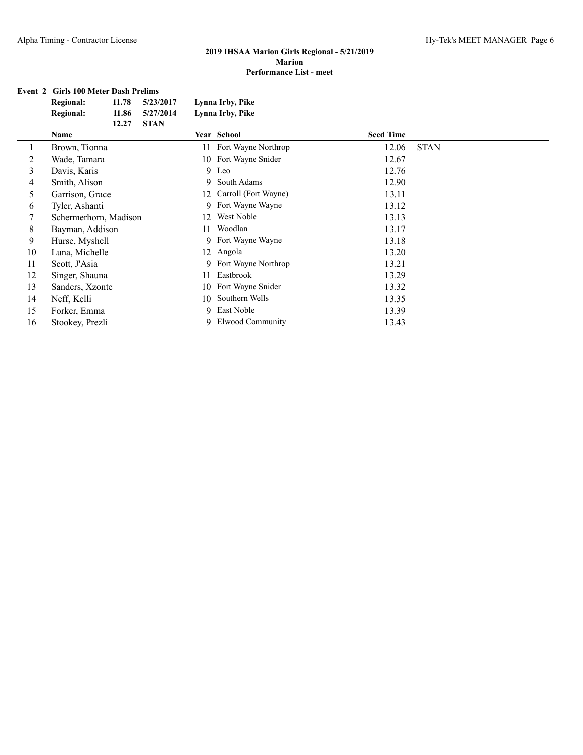## 2019 IHSAA Marion Girls Regional - 5/21/2019

**Marion**

**Performance List - meet**

### Event 2 Girls 100 Meter Dash Prelims

| | | | |
|---|---|---|---|
| **Regional:** | **11.78** | **5/23/2017** | **Lynna Irby, Pike** |
| **Regional:** | **11.86** | **5/27/2014** | **Lynna Irby, Pike** |
| | **12.27** | **STAN** | |

| | Name | Year | School | Seed Time | |
|---|---|---|---|---|---|
| 1 | Brown, Tionna | 11 | Fort Wayne Northrop | 12.06 | STAN |
| 2 | Wade, Tamara | 10 | Fort Wayne Snider | 12.67 | |
| 3 | Davis, Karis | 9 | Leo | 12.76 | |
| 4 | Smith, Alison | 9 | South Adams | 12.90 | |
| 5 | Garrison, Grace | 12 | Carroll (Fort Wayne) | 13.11 | |
| 6 | Tyler, Ashanti | 9 | Fort Wayne Wayne | 13.12 | |
| 7 | Schermerhorn, Madison | 12 | West Noble | 13.13 | |
| 8 | Bayman, Addison | 11 | Woodlan | 13.17 | |
| 9 | Hurse, Myshell | 9 | Fort Wayne Wayne | 13.18 | |
| 10 | Luna, Michelle | 12 | Angola | 13.20 | |
| 11 | Scott, J'Asia | 9 | Fort Wayne Northrop | 13.21 | |
| 12 | Singer, Shauna | 11 | Eastbrook | 13.29 | |
| 13 | Sanders, Xzonte | 10 | Fort Wayne Snider | 13.32 | |
| 14 | Neff, Kelli | 10 | Southern Wells | 13.35 | |
| 15 | Forker, Emma | 9 | East Noble | 13.39 | |
| 16 | Stookey, Prezli | 9 | Elwood Community | 13.43 | |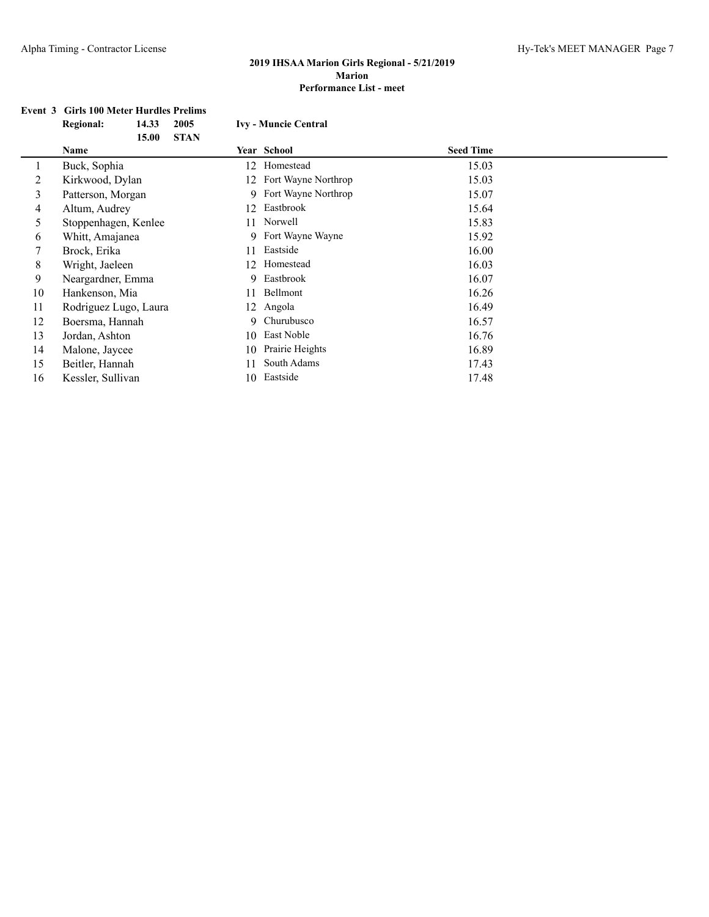**2019 IHSAA Marion Girls Regional - 5/21/2019**
**Marion**
**Performance List - meet**

**Event 3 Girls 100 Meter Hurdles Prelims**

| **Regional:** | **14.33** | **2005** | **Ivy - Muncie Central** |
|---|---|---|---|
| | **15.00** | **STAN** | |

| | Name | Year | School | Seed Time |
|---|---|---|---|---|
| 1 | Buck, Sophia | 12 | Homestead | 15.03 |
| 2 | Kirkwood, Dylan | 12 | Fort Wayne Northrop | 15.03 |
| 3 | Patterson, Morgan | 9 | Fort Wayne Northrop | 15.07 |
| 4 | Altum, Audrey | 12 | Eastbrook | 15.64 |
| 5 | Stoppenhagen, Kenlee | 11 | Norwell | 15.83 |
| 6 | Whitt, Amajanea | 9 | Fort Wayne Wayne | 15.92 |
| 7 | Brock, Erika | 11 | Eastside | 16.00 |
| 8 | Wright, Jaeleen | 12 | Homestead | 16.03 |
| 9 | Neargardner, Emma | 9 | Eastbrook | 16.07 |
| 10 | Hankenson, Mia | 11 | Bellmont | 16.26 |
| 11 | Rodriguez Lugo, Laura | 12 | Angola | 16.49 |
| 12 | Boersma, Hannah | 9 | Churubusco | 16.57 |
| 13 | Jordan, Ashton | 10 | East Noble | 16.76 |
| 14 | Malone, Jaycee | 10 | Prairie Heights | 16.89 |
| 15 | Beitler, Hannah | 11 | South Adams | 17.43 |
| 16 | Kessler, Sullivan | 10 | Eastside | 17.48 |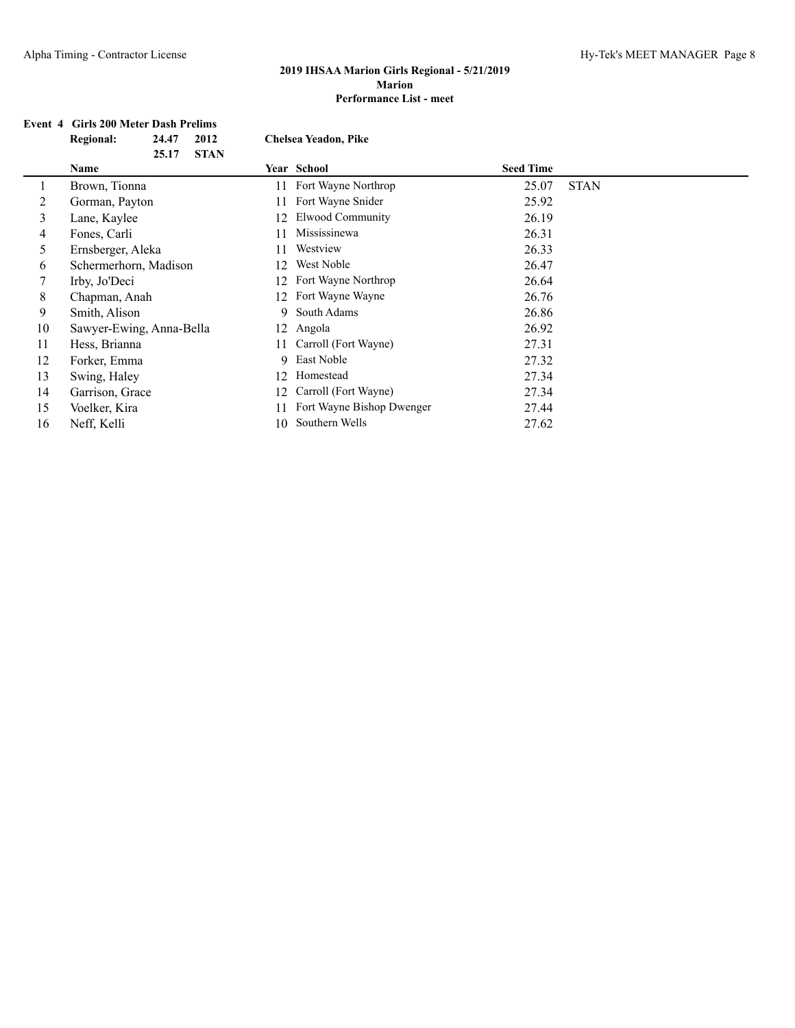**2019 IHSAA Marion Girls Regional - 5/21/2019**
**Marion**
**Performance List - meet**

**Event 4 Girls 200 Meter Dash Prelims**

| **Regional:** | **24.47** | **2012** | **Chelsea Yeadon, Pike** |
|---|---|---|---|
| | **25.17** | **STAN** | |

| | Name | Year | School | Seed Time | |
|---|---|---|---|---|---|
| 1 | Brown, Tionna | 11 | Fort Wayne Northrop | 25.07 | STAN |
| 2 | Gorman, Payton | 11 | Fort Wayne Snider | 25.92 | |
| 3 | Lane, Kaylee | 12 | Elwood Community | 26.19 | |
| 4 | Fones, Carli | 11 | Mississinewa | 26.31 | |
| 5 | Ernsberger, Aleka | 11 | Westview | 26.33 | |
| 6 | Schermerhorn, Madison | 12 | West Noble | 26.47 | |
| 7 | Irby, Jo'Deci | 12 | Fort Wayne Northrop | 26.64 | |
| 8 | Chapman, Anah | 12 | Fort Wayne Wayne | 26.76 | |
| 9 | Smith, Alison | 9 | South Adams | 26.86 | |
| 10 | Sawyer-Ewing, Anna-Bella | 12 | Angola | 26.92 | |
| 11 | Hess, Brianna | 11 | Carroll (Fort Wayne) | 27.31 | |
| 12 | Forker, Emma | 9 | East Noble | 27.32 | |
| 13 | Swing, Haley | 12 | Homestead | 27.34 | |
| 14 | Garrison, Grace | 12 | Carroll (Fort Wayne) | 27.34 | |
| 15 | Voelker, Kira | 11 | Fort Wayne Bishop Dwenger | 27.44 | |
| 16 | Neff, Kelli | 10 | Southern Wells | 27.62 | |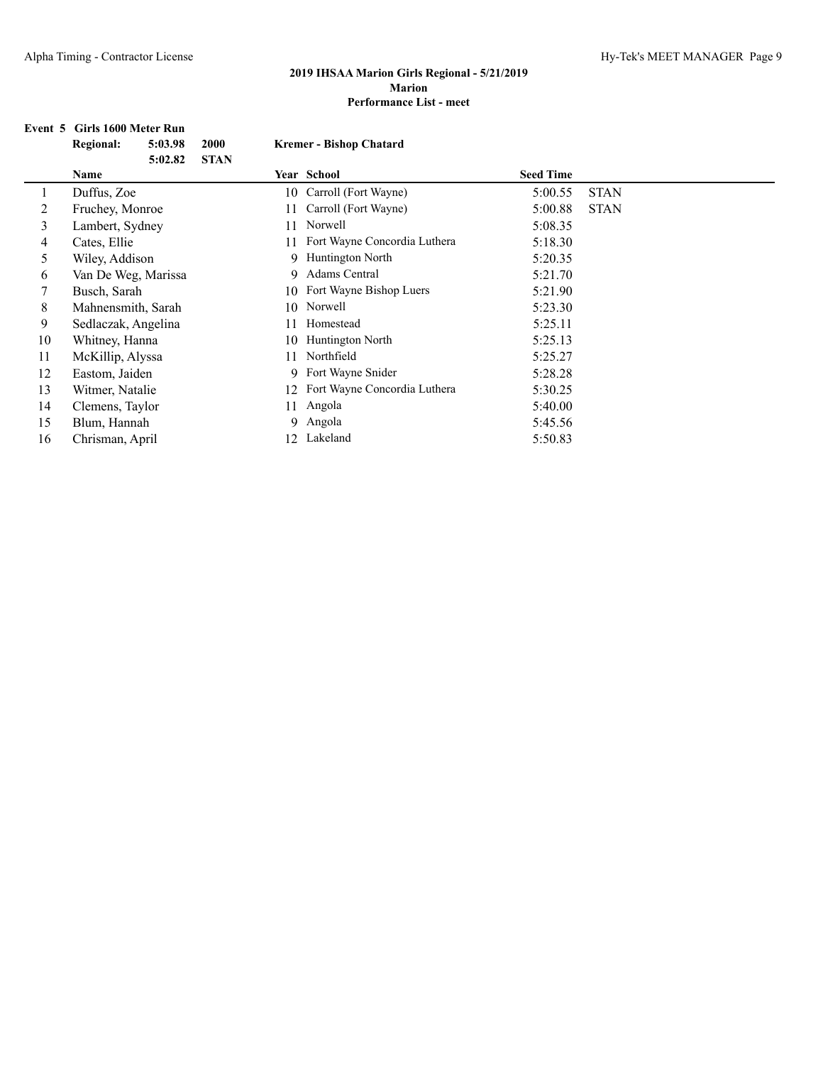**2019 IHSAA Marion Girls Regional - 5/21/2019**
**Marion**
**Performance List - meet**

**Event 5 Girls 1600 Meter Run**

| | | | |
|---|---|---|---|
| **Regional:** | **5:03.98** | **2000** | **Kremer - Bishop Chatard** |
| | **5:02.82** | **STAN** | |

| | Name | Year | School | Seed Time | |
|---|---|---|---|---|---|
| 1 | Duffus, Zoe | 10 | Carroll (Fort Wayne) | 5:00.55 | STAN |
| 2 | Fruchey, Monroe | 11 | Carroll (Fort Wayne) | 5:00.88 | STAN |
| 3 | Lambert, Sydney | 11 | Norwell | 5:08.35 | |
| 4 | Cates, Ellie | 11 | Fort Wayne Concordia Luthera | 5:18.30 | |
| 5 | Wiley, Addison | 9 | Huntington North | 5:20.35 | |
| 6 | Van De Weg, Marissa | 9 | Adams Central | 5:21.70 | |
| 7 | Busch, Sarah | 10 | Fort Wayne Bishop Luers | 5:21.90 | |
| 8 | Mahnensmith, Sarah | 10 | Norwell | 5:23.30 | |
| 9 | Sedlaczak, Angelina | 11 | Homestead | 5:25.11 | |
| 10 | Whitney, Hanna | 10 | Huntington North | 5:25.13 | |
| 11 | McKillip, Alyssa | 11 | Northfield | 5:25.27 | |
| 12 | Eastom, Jaiden | 9 | Fort Wayne Snider | 5:28.28 | |
| 13 | Witmer, Natalie | 12 | Fort Wayne Concordia Luthera | 5:30.25 | |
| 14 | Clemens, Taylor | 11 | Angola | 5:40.00 | |
| 15 | Blum, Hannah | 9 | Angola | 5:45.56 | |
| 16 | Chrisman, April | 12 | Lakeland | 5:50.83 | |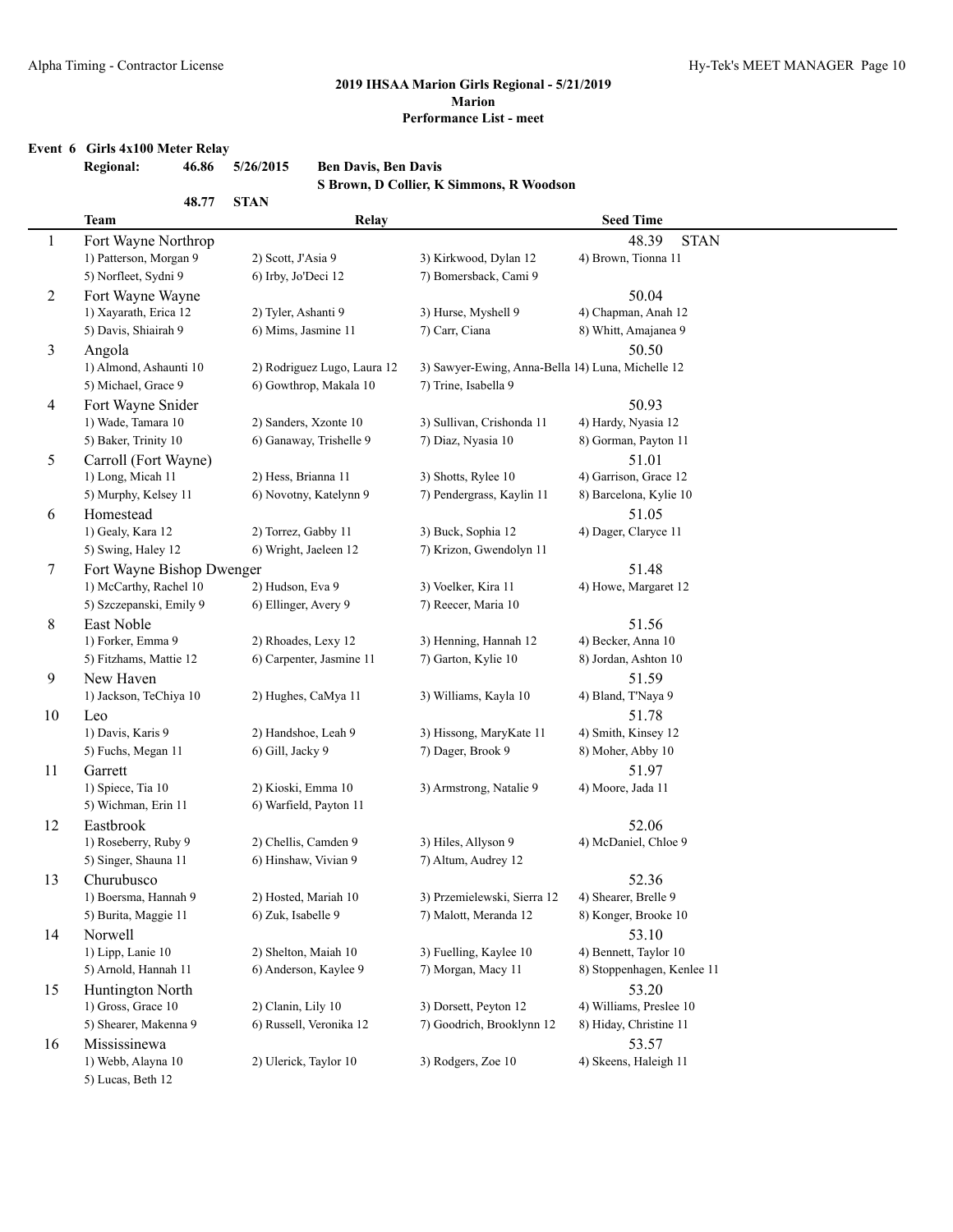## 2019 IHSAA Marion Girls Regional - 5/21/2019
### Marion
### Performance List - meet

**Event 6 Girls 4x100 Meter Relay**

**Regional: 46.86 5/26/2015 Ben Davis, Ben Davis**
**S Brown, D Collier, K Simmons, R Woodson**
**48.77 STAN**

| | Team | Relay | | | Seed Time |
|---|---|---|---|---|---|
| 1 | Fort Wayne Northrop | | | | 48.39 STAN |
| | 1) Patterson, Morgan 9 | 2) Scott, J'Asia 9 | 3) Kirkwood, Dylan 12 | 4) Brown, Tionna 11 | |
| | 5) Norfleet, Sydni 9 | 6) Irby, Jo'Deci 12 | 7) Bomersback, Cami 9 | | |
| 2 | Fort Wayne Wayne | | | | 50.04 |
| | 1) Xayarath, Erica 12 | 2) Tyler, Ashanti 9 | 3) Hurse, Myshell 9 | 4) Chapman, Anah 12 | |
| | 5) Davis, Shiairah 9 | 6) Mims, Jasmine 11 | 7) Carr, Ciana | 8) Whitt, Amajanea 9 | |
| 3 | Angola | | | | 50.50 |
| | 1) Almond, Ashaunti 10 | 2) Rodriguez Lugo, Laura 12 | 3) Sawyer-Ewing, Anna-Bella 1 | 4) Luna, Michelle 12 | |
| | 5) Michael, Grace 9 | 6) Gowthrop, Makala 10 | 7) Trine, Isabella 9 | | |
| 4 | Fort Wayne Snider | | | | 50.93 |
| | 1) Wade, Tamara 10 | 2) Sanders, Xzonte 10 | 3) Sullivan, Crishonda 11 | 4) Hardy, Nyasia 12 | |
| | 5) Baker, Trinity 10 | 6) Ganaway, Trishelle 9 | 7) Diaz, Nyasia 10 | 8) Gorman, Payton 11 | |
| 5 | Carroll (Fort Wayne) | | | | 51.01 |
| | 1) Long, Micah 11 | 2) Hess, Brianna 11 | 3) Shotts, Rylee 10 | 4) Garrison, Grace 12 | |
| | 5) Murphy, Kelsey 11 | 6) Novotny, Katelynn 9 | 7) Pendergrass, Kaylin 11 | 8) Barcelona, Kylie 10 | |
| 6 | Homestead | | | | 51.05 |
| | 1) Gealy, Kara 12 | 2) Torrez, Gabby 11 | 3) Buck, Sophia 12 | 4) Dager, Claryce 11 | |
| | 5) Swing, Haley 12 | 6) Wright, Jaeleen 12 | 7) Krizon, Gwendolyn 11 | | |
| 7 | Fort Wayne Bishop Dwenger | | | | 51.48 |
| | 1) McCarthy, Rachel 10 | 2) Hudson, Eva 9 | 3) Voelker, Kira 11 | 4) Howe, Margaret 12 | |
| | 5) Szczepanski, Emily 9 | 6) Ellinger, Avery 9 | 7) Reecer, Maria 10 | | |
| 8 | East Noble | | | | 51.56 |
| | 1) Forker, Emma 9 | 2) Rhoades, Lexy 12 | 3) Henning, Hannah 12 | 4) Becker, Anna 10 | |
| | 5) Fitzhams, Mattie 12 | 6) Carpenter, Jasmine 11 | 7) Garton, Kylie 10 | 8) Jordan, Ashton 10 | |
| 9 | New Haven | | | | 51.59 |
| | 1) Jackson, TeChiya 10 | 2) Hughes, CaMya 11 | 3) Williams, Kayla 10 | 4) Bland, T'Naya 9 | |
| 10 | Leo | | | | 51.78 |
| | 1) Davis, Karis 9 | 2) Handshoe, Leah 9 | 3) Hissong, MaryKate 11 | 4) Smith, Kinsey 12 | |
| | 5) Fuchs, Megan 11 | 6) Gill, Jacky 9 | 7) Dager, Brook 9 | 8) Moher, Abby 10 | |
| 11 | Garrett | | | | 51.97 |
| | 1) Spiece, Tia 10 | 2) Kioski, Emma 10 | 3) Armstrong, Natalie 9 | 4) Moore, Jada 11 | |
| | 5) Wichman, Erin 11 | 6) Warfield, Payton 11 | | | |
| 12 | Eastbrook | | | | 52.06 |
| | 1) Roseberry, Ruby 9 | 2) Chellis, Camden 9 | 3) Hiles, Allyson 9 | 4) McDaniel, Chloe 9 | |
| | 5) Singer, Shauna 11 | 6) Hinshaw, Vivian 9 | 7) Altum, Audrey 12 | | |
| 13 | Churubusco | | | | 52.36 |
| | 1) Boersma, Hannah 9 | 2) Hosted, Mariah 10 | 3) Przemielewski, Sierra 12 | 4) Shearer, Brelle 9 | |
| | 5) Burita, Maggie 11 | 6) Zuk, Isabelle 9 | 7) Malott, Meranda 12 | 8) Konger, Brooke 10 | |
| 14 | Norwell | | | | 53.10 |
| | 1) Lipp, Lanie 10 | 2) Shelton, Maiah 10 | 3) Fuelling, Kaylee 10 | 4) Bennett, Taylor 10 | |
| | 5) Arnold, Hannah 11 | 6) Anderson, Kaylee 9 | 7) Morgan, Macy 11 | 8) Stoppenhagen, Kenlee 11 | |
| 15 | Huntington North | | | | 53.20 |
| | 1) Gross, Grace 10 | 2) Clanin, Lily 10 | 3) Dorsett, Peyton 12 | 4) Williams, Preslee 10 | |
| | 5) Shearer, Makenna 9 | 6) Russell, Veronika 12 | 7) Goodrich, Brooklynn 12 | 8) Hiday, Christine 11 | |
| 16 | Mississinewa | | | | 53.57 |
| | 1) Webb, Alayna 10 | 2) Ulerick, Taylor 10 | 3) Rodgers, Zoe 10 | 4) Skeens, Haleigh 11 | |
| | 5) Lucas, Beth 12 | | | | |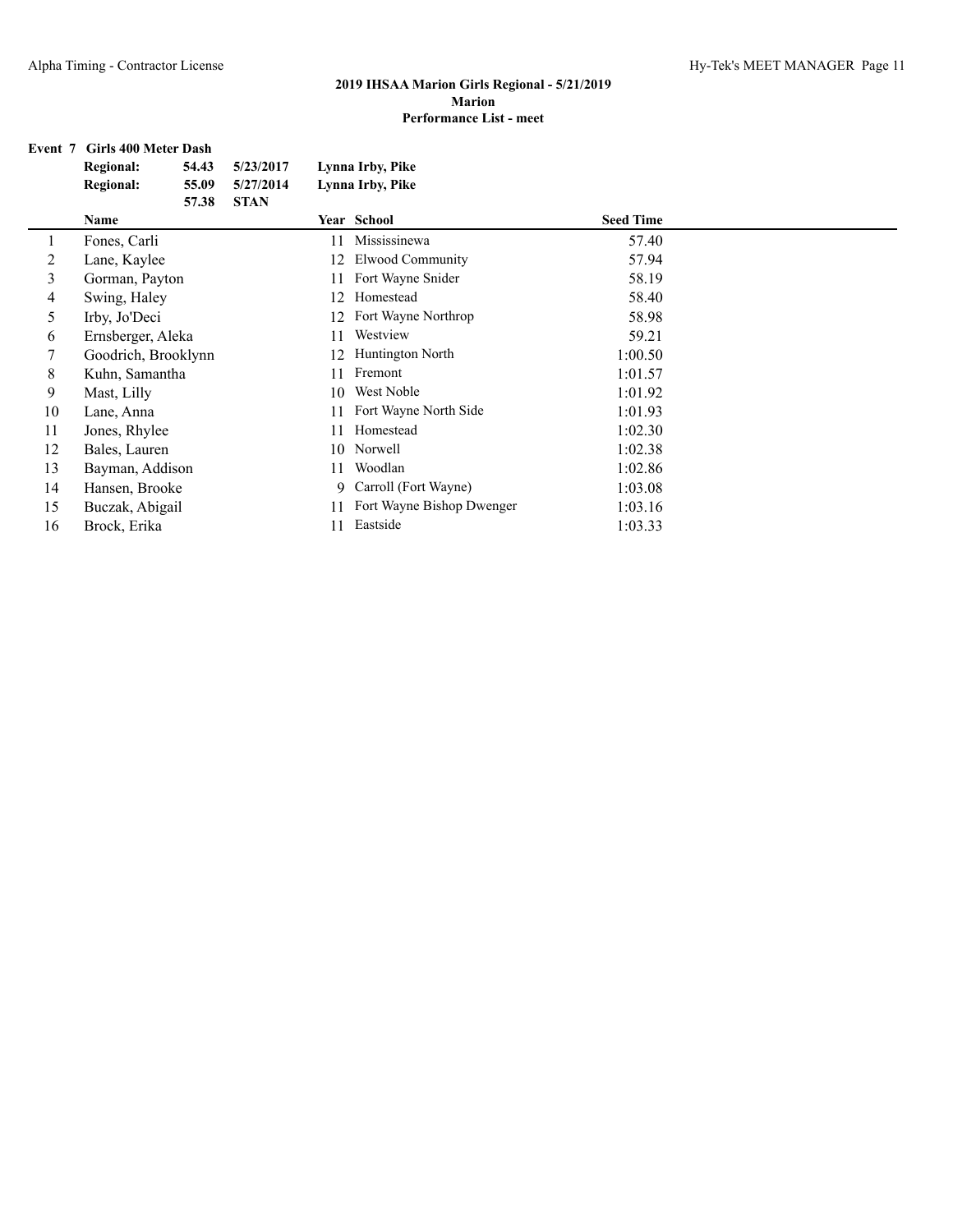# 2019 IHSAA Marion Girls Regional - 5/21/2019

## Marion

### Performance List - meet

**Event 7 Girls 400 Meter Dash**

| | | | |
|---|---|---|---|
| **Regional:** | **54.43** | **5/23/2017** | **Lynna Irby, Pike** |
| **Regional:** | **55.09** | **5/27/2014** | **Lynna Irby, Pike** |
| | **57.38** | **STAN** | |

| | Name | Year | School | Seed Time |
|---|---|---|---|---|
| 1 | Fones, Carli | 11 | Mississinewa | 57.40 |
| 2 | Lane, Kaylee | 12 | Elwood Community | 57.94 |
| 3 | Gorman, Payton | 11 | Fort Wayne Snider | 58.19 |
| 4 | Swing, Haley | 12 | Homestead | 58.40 |
| 5 | Irby, Jo'Deci | 12 | Fort Wayne Northrop | 58.98 |
| 6 | Ernsberger, Aleka | 11 | Westview | 59.21 |
| 7 | Goodrich, Brooklynn | 12 | Huntington North | 1:00.50 |
| 8 | Kuhn, Samantha | 11 | Fremont | 1:01.57 |
| 9 | Mast, Lilly | 10 | West Noble | 1:01.92 |
| 10 | Lane, Anna | 11 | Fort Wayne North Side | 1:01.93 |
| 11 | Jones, Rhylee | 11 | Homestead | 1:02.30 |
| 12 | Bales, Lauren | 10 | Norwell | 1:02.38 |
| 13 | Bayman, Addison | 11 | Woodlan | 1:02.86 |
| 14 | Hansen, Brooke | 9 | Carroll (Fort Wayne) | 1:03.08 |
| 15 | Buczak, Abigail | 11 | Fort Wayne Bishop Dwenger | 1:03.16 |
| 16 | Brock, Erika | 11 | Eastside | 1:03.33 |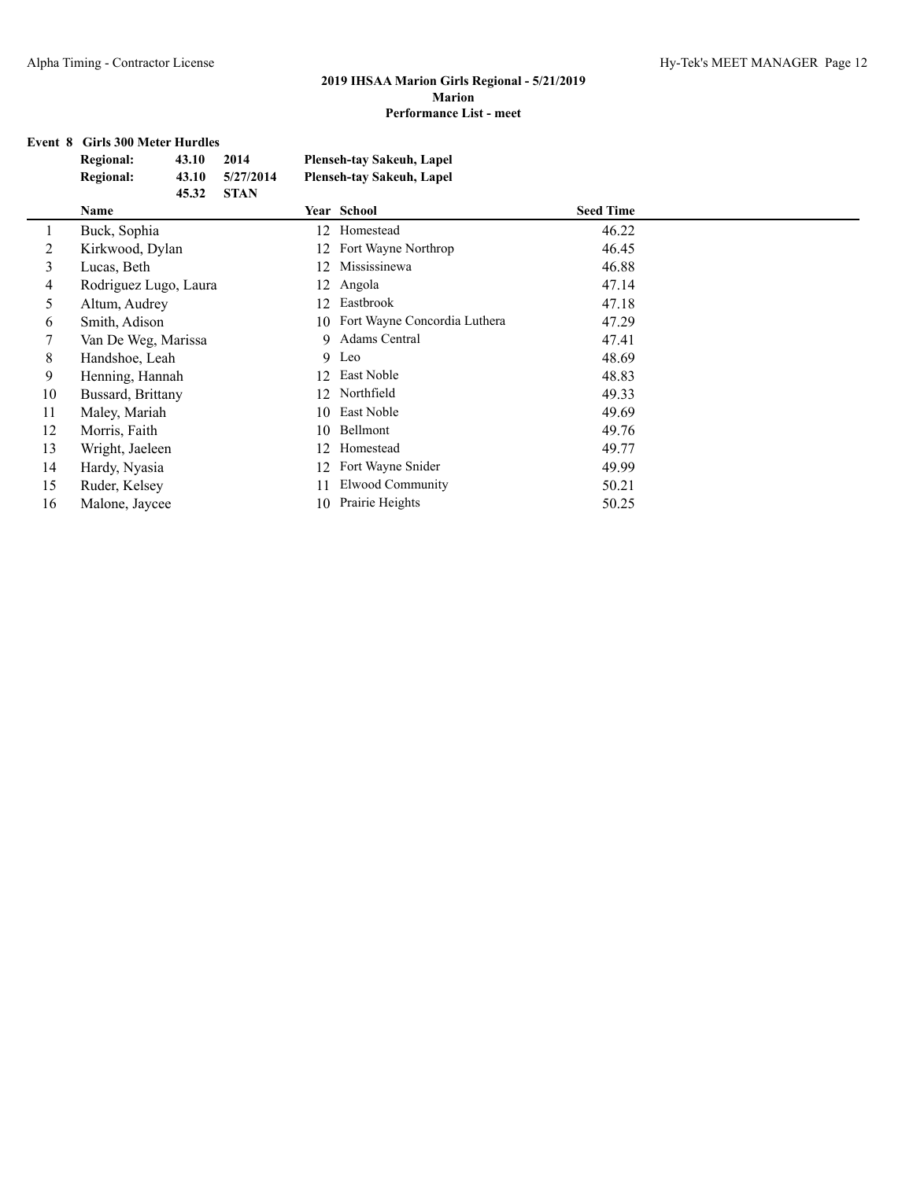**2019 IHSAA Marion Girls Regional - 5/21/2019**
**Marion**
**Performance List - meet**

**Event 8 Girls 300 Meter Hurdles**

| | | | |
|---|---|---|---|
| **Regional:** | **43.10** | **2014** | **Plenseh-tay Sakeuh, Lapel** |
| **Regional:** | **43.10** | **5/27/2014** | **Plenseh-tay Sakeuh, Lapel** |
| | **45.32** | **STAN** | |

| | Name | Year | School | Seed Time |
|---|---|---|---|---|
| 1 | Buck, Sophia | 12 | Homestead | 46.22 |
| 2 | Kirkwood, Dylan | 12 | Fort Wayne Northrop | 46.45 |
| 3 | Lucas, Beth | 12 | Mississinewa | 46.88 |
| 4 | Rodriguez Lugo, Laura | 12 | Angola | 47.14 |
| 5 | Altum, Audrey | 12 | Eastbrook | 47.18 |
| 6 | Smith, Adison | 10 | Fort Wayne Concordia Luthera | 47.29 |
| 7 | Van De Weg, Marissa | 9 | Adams Central | 47.41 |
| 8 | Handshoe, Leah | 9 | Leo | 48.69 |
| 9 | Henning, Hannah | 12 | East Noble | 48.83 |
| 10 | Bussard, Brittany | 12 | Northfield | 49.33 |
| 11 | Maley, Mariah | 10 | East Noble | 49.69 |
| 12 | Morris, Faith | 10 | Bellmont | 49.76 |
| 13 | Wright, Jaeleen | 12 | Homestead | 49.77 |
| 14 | Hardy, Nyasia | 12 | Fort Wayne Snider | 49.99 |
| 15 | Ruder, Kelsey | 11 | Elwood Community | 50.21 |
| 16 | Malone, Jaycee | 10 | Prairie Heights | 50.25 |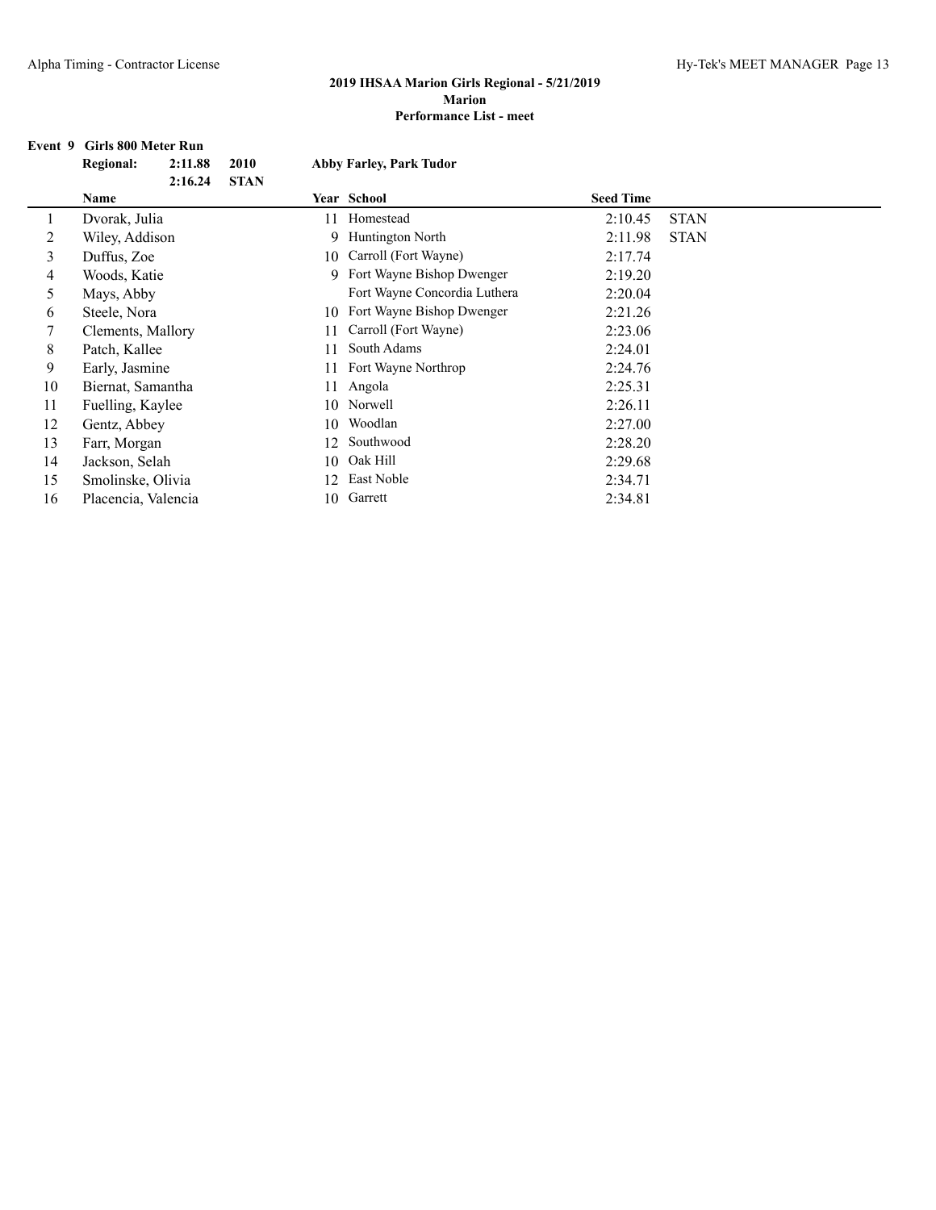## 2019 IHSAA Marion Girls Regional - 5/21/2019
### Marion
### Performance List - meet

**Event 9 Girls 800 Meter Run**

| **Regional:** | **2:11.88** | **2010** | **Abby Farley, Park Tudor** |
|---|---|---|---|
| | **2:16.24** | **STAN** | |

| | Name | Year | School | Seed Time | |
|---|---|---|---|---|---|
| 1 | Dvorak, Julia | 11 | Homestead | 2:10.45 | STAN |
| 2 | Wiley, Addison | 9 | Huntington North | 2:11.98 | STAN |
| 3 | Duffus, Zoe | 10 | Carroll (Fort Wayne) | 2:17.74 | |
| 4 | Woods, Katie | 9 | Fort Wayne Bishop Dwenger | 2:19.20 | |
| 5 | Mays, Abby | | Fort Wayne Concordia Luthera | 2:20.04 | |
| 6 | Steele, Nora | 10 | Fort Wayne Bishop Dwenger | 2:21.26 | |
| 7 | Clements, Mallory | 11 | Carroll (Fort Wayne) | 2:23.06 | |
| 8 | Patch, Kallee | 11 | South Adams | 2:24.01 | |
| 9 | Early, Jasmine | 11 | Fort Wayne Northrop | 2:24.76 | |
| 10 | Biernat, Samantha | 11 | Angola | 2:25.31 | |
| 11 | Fuelling, Kaylee | 10 | Norwell | 2:26.11 | |
| 12 | Gentz, Abbey | 10 | Woodlan | 2:27.00 | |
| 13 | Farr, Morgan | 12 | Southwood | 2:28.20 | |
| 14 | Jackson, Selah | 10 | Oak Hill | 2:29.68 | |
| 15 | Smolinske, Olivia | 12 | East Noble | 2:34.71 | |
| 16 | Placencia, Valencia | 10 | Garrett | 2:34.81 | |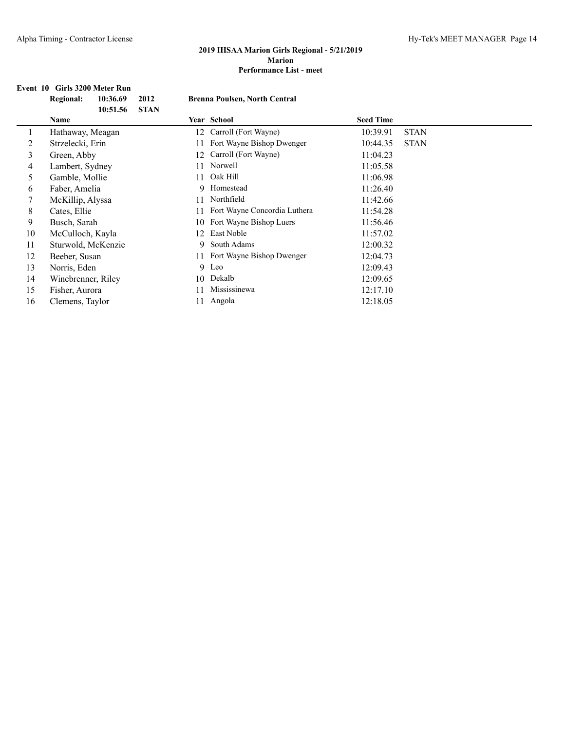**2019 IHSAA Marion Girls Regional - 5/21/2019**
**Marion**
**Performance List - meet**

**Event 10 Girls 3200 Meter Run**

| **Regional:** | **10:36.69** | **2012** | **Brenna Poulsen, North Central** |
|---|---|---|---|
| | **10:51.56** | **STAN** | |

| | Name | Year | School | Seed Time | |
|---|---|---|---|---|---|
| 1 | Hathaway, Meagan | 12 | Carroll (Fort Wayne) | 10:39.91 | STAN |
| 2 | Strzelecki, Erin | 11 | Fort Wayne Bishop Dwenger | 10:44.35 | STAN |
| 3 | Green, Abby | 12 | Carroll (Fort Wayne) | 11:04.23 | |
| 4 | Lambert, Sydney | 11 | Norwell | 11:05.58 | |
| 5 | Gamble, Mollie | 11 | Oak Hill | 11:06.98 | |
| 6 | Faber, Amelia | 9 | Homestead | 11:26.40 | |
| 7 | McKillip, Alyssa | 11 | Northfield | 11:42.66 | |
| 8 | Cates, Ellie | 11 | Fort Wayne Concordia Luthera | 11:54.28 | |
| 9 | Busch, Sarah | 10 | Fort Wayne Bishop Luers | 11:56.46 | |
| 10 | McCulloch, Kayla | 12 | East Noble | 11:57.02 | |
| 11 | Sturwold, McKenzie | 9 | South Adams | 12:00.32 | |
| 12 | Beeber, Susan | 11 | Fort Wayne Bishop Dwenger | 12:04.73 | |
| 13 | Norris, Eden | 9 | Leo | 12:09.43 | |
| 14 | Winebrenner, Riley | 10 | Dekalb | 12:09.65 | |
| 15 | Fisher, Aurora | 11 | Mississinewa | 12:17.10 | |
| 16 | Clemens, Taylor | 11 | Angola | 12:18.05 | |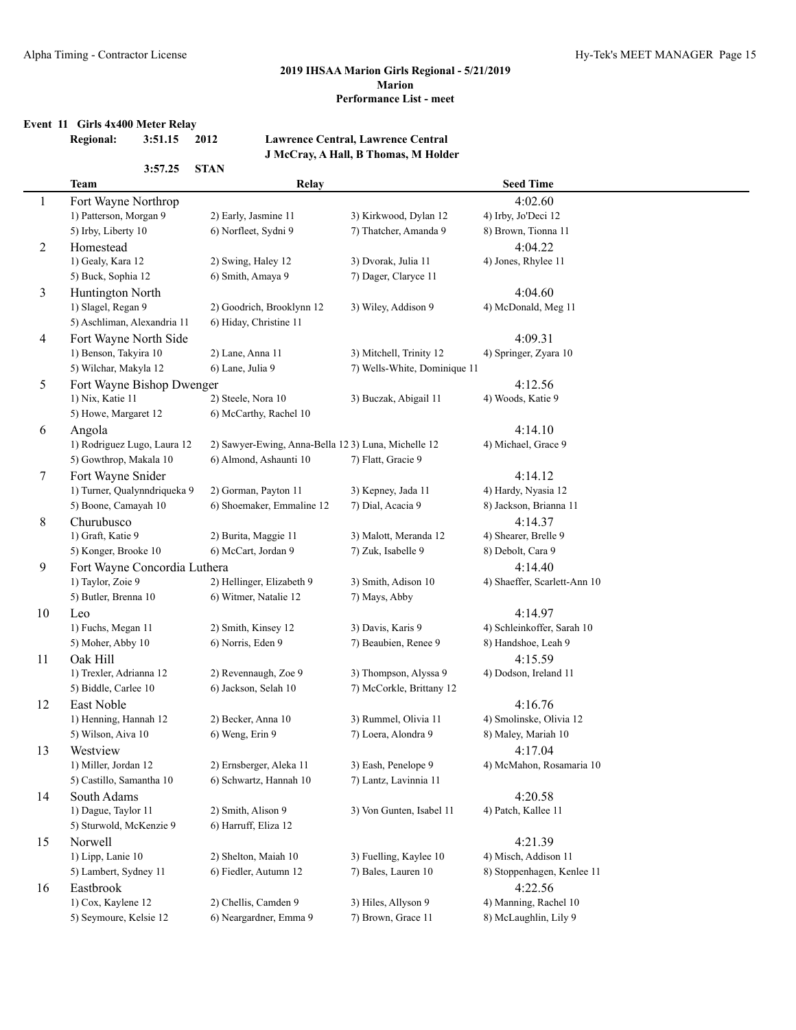## 2019 IHSAA Marion Girls Regional - 5/21/2019
## Marion
## Performance List - meet

### Event 11 Girls 4x400 Meter Relay

**Regional:** **3:51.15** **2012** **Lawrence Central, Lawrence Central**
**J McCray, A Hall, B Thomas, M Holder**

**3:57.25** **STAN**

| | Team | Relay | | Seed Time |
|---|---|---|---|---|
| 1 | Fort Wayne Northrop | | | 4:02.60 |
| | 1) Patterson, Morgan 9 | 2) Early, Jasmine 11 | 3) Kirkwood, Dylan 12 | 4) Irby, Jo'Deci 12 |
| | 5) Irby, Liberty 10 | 6) Norfleet, Sydni 9 | 7) Thatcher, Amanda 9 | 8) Brown, Tionna 11 |
| 2 | Homestead | | | 4:04.22 |
| | 1) Gealy, Kara 12 | 2) Swing, Haley 12 | 3) Dvorak, Julia 11 | 4) Jones, Rhylee 11 |
| | 5) Buck, Sophia 12 | 6) Smith, Amaya 9 | 7) Dager, Claryce 11 | |
| 3 | Huntington North | | | 4:04.60 |
| | 1) Slagel, Regan 9 | 2) Goodrich, Brooklynn 12 | 3) Wiley, Addison 9 | 4) McDonald, Meg 11 |
| | 5) Aschliman, Alexandria 11 | 6) Hiday, Christine 11 | | |
| 4 | Fort Wayne North Side | | | 4:09.31 |
| | 1) Benson, Takyira 10 | 2) Lane, Anna 11 | 3) Mitchell, Trinity 12 | 4) Springer, Zyara 10 |
| | 5) Wilchar, Makyla 12 | 6) Lane, Julia 9 | 7) Wells-White, Dominique 11 | |
| 5 | Fort Wayne Bishop Dwenger | | | 4:12.56 |
| | 1) Nix, Katie 11 | 2) Steele, Nora 10 | 3) Buczak, Abigail 11 | 4) Woods, Katie 9 |
| | 5) Howe, Margaret 12 | 6) McCarthy, Rachel 10 | | |
| 6 | Angola | | | 4:14.10 |
| | 1) Rodriguez Lugo, Laura 12 | 2) Sawyer-Ewing, Anna-Bella 12 | 3) Luna, Michelle 12 | 4) Michael, Grace 9 |
| | 5) Gowthrop, Makala 10 | 6) Almond, Ashaunti 10 | 7) Flatt, Gracie 9 | |
| 7 | Fort Wayne Snider | | | 4:14.12 |
| | 1) Turner, Qualynndriqueka 9 | 2) Gorman, Payton 11 | 3) Kepney, Jada 11 | 4) Hardy, Nyasia 12 |
| | 5) Boone, Camayah 10 | 6) Shoemaker, Emmaline 12 | 7) Dial, Acacia 9 | 8) Jackson, Brianna 11 |
| 8 | Churubusco | | | 4:14.37 |
| | 1) Graft, Katie 9 | 2) Burita, Maggie 11 | 3) Malott, Meranda 12 | 4) Shearer, Brelle 9 |
| | 5) Konger, Brooke 10 | 6) McCart, Jordan 9 | 7) Zuk, Isabelle 9 | 8) Debolt, Cara 9 |
| 9 | Fort Wayne Concordia Luthera | | | 4:14.40 |
| | 1) Taylor, Zoie 9 | 2) Hellinger, Elizabeth 9 | 3) Smith, Adison 10 | 4) Shaeffer, Scarlett-Ann 10 |
| | 5) Butler, Brenna 10 | 6) Witmer, Natalie 12 | 7) Mays, Abby | |
| 10 | Leo | | | 4:14.97 |
| | 1) Fuchs, Megan 11 | 2) Smith, Kinsey 12 | 3) Davis, Karis 9 | 4) Schleinkoffer, Sarah 10 |
| | 5) Moher, Abby 10 | 6) Norris, Eden 9 | 7) Beaubien, Renee 9 | 8) Handshoe, Leah 9 |
| 11 | Oak Hill | | | 4:15.59 |
| | 1) Trexler, Adrianna 12 | 2) Revennaugh, Zoe 9 | 3) Thompson, Alyssa 9 | 4) Dodson, Ireland 11 |
| | 5) Biddle, Carlee 10 | 6) Jackson, Selah 10 | 7) McCorkle, Brittany 12 | |
| 12 | East Noble | | | 4:16.76 |
| | 1) Henning, Hannah 12 | 2) Becker, Anna 10 | 3) Rummel, Olivia 11 | 4) Smolinske, Olivia 12 |
| | 5) Wilson, Aiva 10 | 6) Weng, Erin 9 | 7) Loera, Alondra 9 | 8) Maley, Mariah 10 |
| 13 | Westview | | | 4:17.04 |
| | 1) Miller, Jordan 12 | 2) Ernsberger, Aleka 11 | 3) Eash, Penelope 9 | 4) McMahon, Rosamaria 10 |
| | 5) Castillo, Samantha 10 | 6) Schwartz, Hannah 10 | 7) Lantz, Lavinnia 11 | |
| 14 | South Adams | | | 4:20.58 |
| | 1) Dague, Taylor 11 | 2) Smith, Alison 9 | 3) Von Gunten, Isabel 11 | 4) Patch, Kallee 11 |
| | 5) Sturwold, McKenzie 9 | 6) Harruff, Eliza 12 | | |
| 15 | Norwell | | | 4:21.39 |
| | 1) Lipp, Lanie 10 | 2) Shelton, Maiah 10 | 3) Fuelling, Kaylee 10 | 4) Misch, Addison 11 |
| | 5) Lambert, Sydney 11 | 6) Fiedler, Autumn 12 | 7) Bales, Lauren 10 | 8) Stoppenhagen, Kenlee 11 |
| 16 | Eastbrook | | | 4:22.56 |
| | 1) Cox, Kaylene 12 | 2) Chellis, Camden 9 | 3) Hiles, Allyson 9 | 4) Manning, Rachel 10 |
| | 5) Seymoure, Kelsie 12 | 6) Neargardner, Emma 9 | 7) Brown, Grace 11 | 8) McLaughlin, Lily 9 |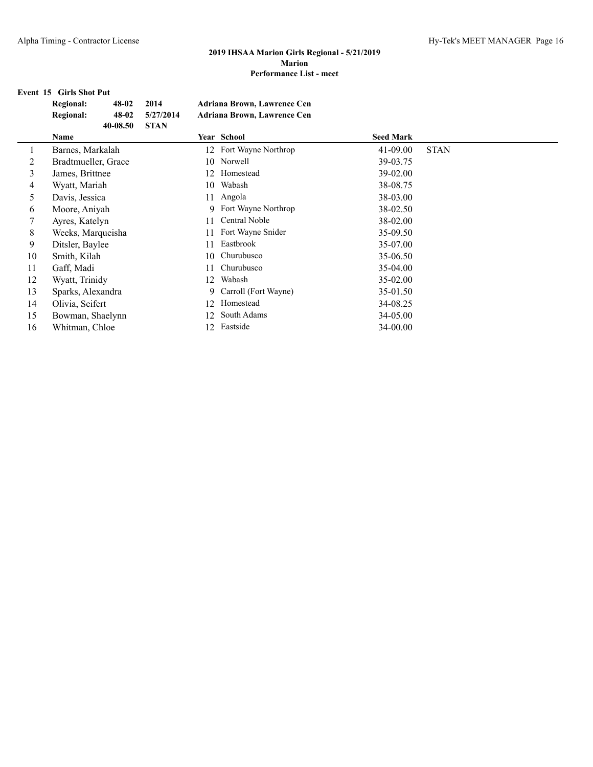**2019 IHSAA Marion Girls Regional - 5/21/2019**
**Marion**
**Performance List - meet**

**Event 15 Girls Shot Put**

| | | | |
|---|---|---|---|
| **Regional:** | **48-02** | **2014** | **Adriana Brown, Lawrence Cen** |
| **Regional:** | **48-02** | **5/27/2014** | **Adriana Brown, Lawrence Cen** |
| | **40-08.50** | **STAN** | |

| | Name | Year | School | Seed Mark | |
|---|---|---|---|---|---|
| 1 | Barnes, Markalah | 12 | Fort Wayne Northrop | 41-09.00 | STAN |
| 2 | Bradtmueller, Grace | 10 | Norwell | 39-03.75 | |
| 3 | James, Brittnee | 12 | Homestead | 39-02.00 | |
| 4 | Wyatt, Mariah | 10 | Wabash | 38-08.75 | |
| 5 | Davis, Jessica | 11 | Angola | 38-03.00 | |
| 6 | Moore, Aniyah | 9 | Fort Wayne Northrop | 38-02.50 | |
| 7 | Ayres, Katelyn | 11 | Central Noble | 38-02.00 | |
| 8 | Weeks, Marqueisha | 11 | Fort Wayne Snider | 35-09.50 | |
| 9 | Ditsler, Baylee | 11 | Eastbrook | 35-07.00 | |
| 10 | Smith, Kilah | 10 | Churubusco | 35-06.50 | |
| 11 | Gaff, Madi | 11 | Churubusco | 35-04.00 | |
| 12 | Wyatt, Trinidy | 12 | Wabash | 35-02.00 | |
| 13 | Sparks, Alexandra | 9 | Carroll (Fort Wayne) | 35-01.50 | |
| 14 | Olivia, Seifert | 12 | Homestead | 34-08.25 | |
| 15 | Bowman, Shaelynn | 12 | South Adams | 34-05.00 | |
| 16 | Whitman, Chloe | 12 | Eastside | 34-00.00 | |